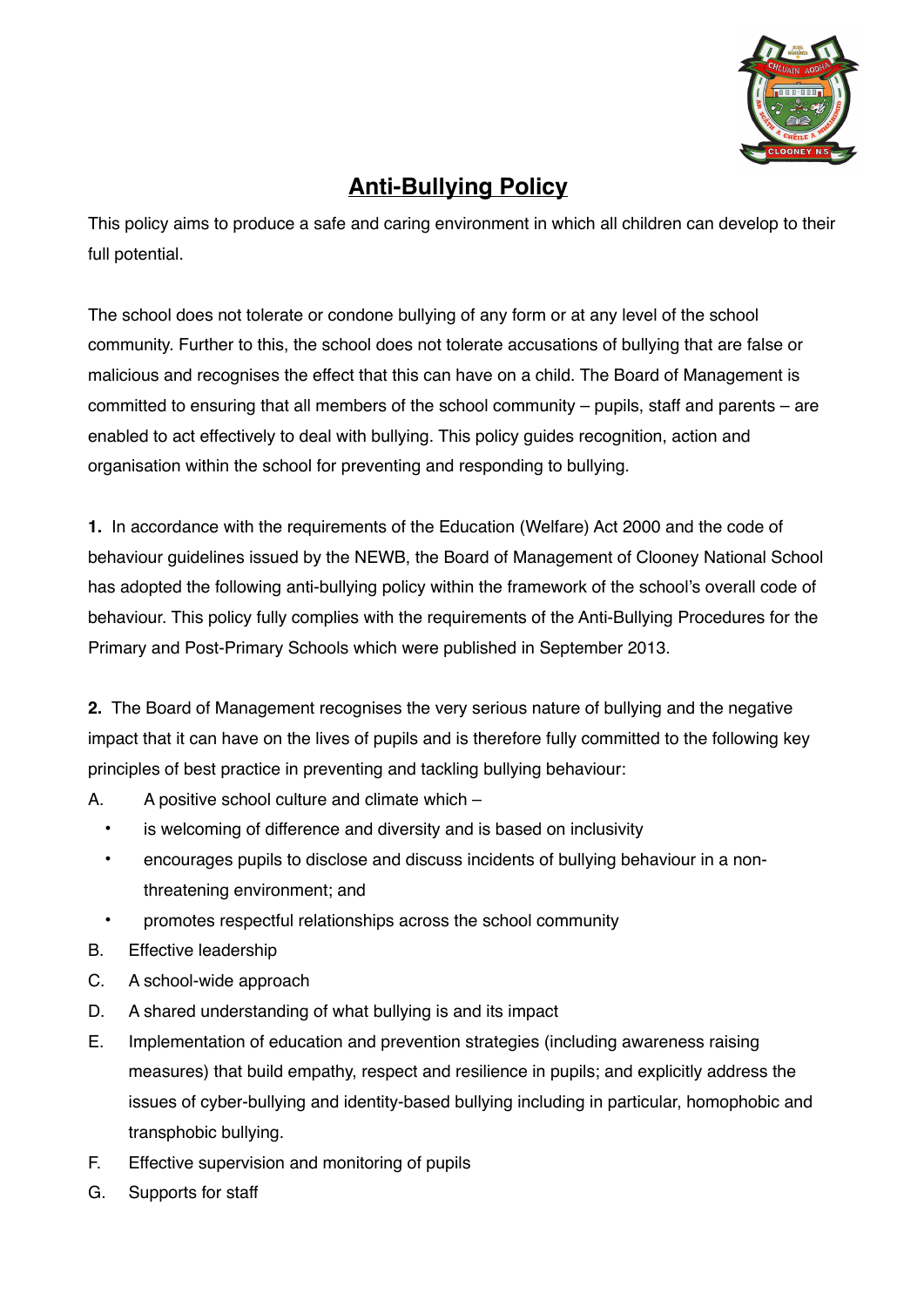# Anti-Bullying Policy

This policy aims to produce a safe and caring environment in which all children can develop to their full potential.

The school does not tolerate or condone bullying of any form or at any level of the school community. Further to this, the school does not tolerate accusations of bullying that are false or malicious and recognises the effect that this can have on a child. The Board of Management is committed to ensuring that all members of the school community – pupils, staff and parents – are enabled to act effectively to deal with bullying. This policy guides recognition, action and organisation within the school for preventing and responding to bullying.

**1.** In accordance with the requirements of the Education (Welfare) Act 2000 and the code of behaviour guidelines issued by the NEWB, the Board of Management of Clooney National School has adopted the following anti-bullying policy within the framework of the school's overall code of behaviour. This policy fully complies with the requirements of the Anti-Bullying Procedures for the Primary and Post-Primary Schools which were published in September 2013.

**2.** The Board of Management recognises the very serious nature of bullying and the negative impact that it can have on the lives of pupils and is therefore fully committed to the following key principles of best practice in preventing and tackling bullying behaviour:

A. A positive school culture and climate which –
   - is welcoming of difference and diversity and is based on inclusivity
   - encourages pupils to disclose and discuss incidents of bullying behaviour in a non-threatening environment; and
   - promotes respectful relationships across the school community

B. Effective leadership

C. A school-wide approach

D. A shared understanding of what bullying is and its impact

E. Implementation of education and prevention strategies (including awareness raising measures) that build empathy, respect and resilience in pupils; and explicitly address the issues of cyber-bullying and identity-based bullying including in particular, homophobic and transphobic bullying.

F. Effective supervision and monitoring of pupils

G. Supports for staff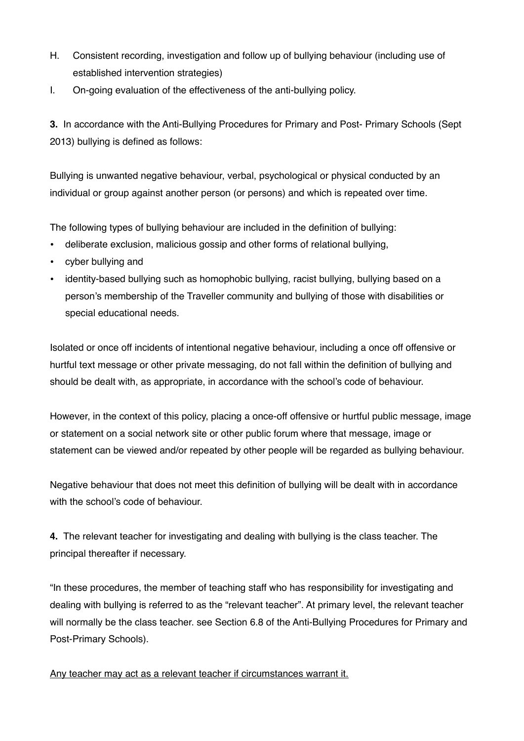H. Consistent recording, investigation and follow up of bullying behaviour (including use of established intervention strategies)

I. On-going evaluation of the effectiveness of the anti-bullying policy.

**3.** In accordance with the Anti-Bullying Procedures for Primary and Post- Primary Schools (Sept 2013) bullying is defined as follows:

Bullying is unwanted negative behaviour, verbal, psychological or physical conducted by an individual or group against another person (or persons) and which is repeated over time.

The following types of bullying behaviour are included in the definition of bullying:

- deliberate exclusion, malicious gossip and other forms of relational bullying,
- cyber bullying and
- identity-based bullying such as homophobic bullying, racist bullying, bullying based on a person's membership of the Traveller community and bullying of those with disabilities or special educational needs.

Isolated or once off incidents of intentional negative behaviour, including a once off offensive or hurtful text message or other private messaging, do not fall within the definition of bullying and should be dealt with, as appropriate, in accordance with the school's code of behaviour.

However, in the context of this policy, placing a once-off offensive or hurtful public message, image or statement on a social network site or other public forum where that message, image or statement can be viewed and/or repeated by other people will be regarded as bullying behaviour.

Negative behaviour that does not meet this definition of bullying will be dealt with in accordance with the school's code of behaviour.

**4.** The relevant teacher for investigating and dealing with bullying is the class teacher. The principal thereafter if necessary.

"In these procedures, the member of teaching staff who has responsibility for investigating and dealing with bullying is referred to as the "relevant teacher". At primary level, the relevant teacher will normally be the class teacher. see Section 6.8 of the Anti-Bullying Procedures for Primary and Post-Primary Schools).

<u>Any teacher may act as a relevant teacher if circumstances warrant it.</u>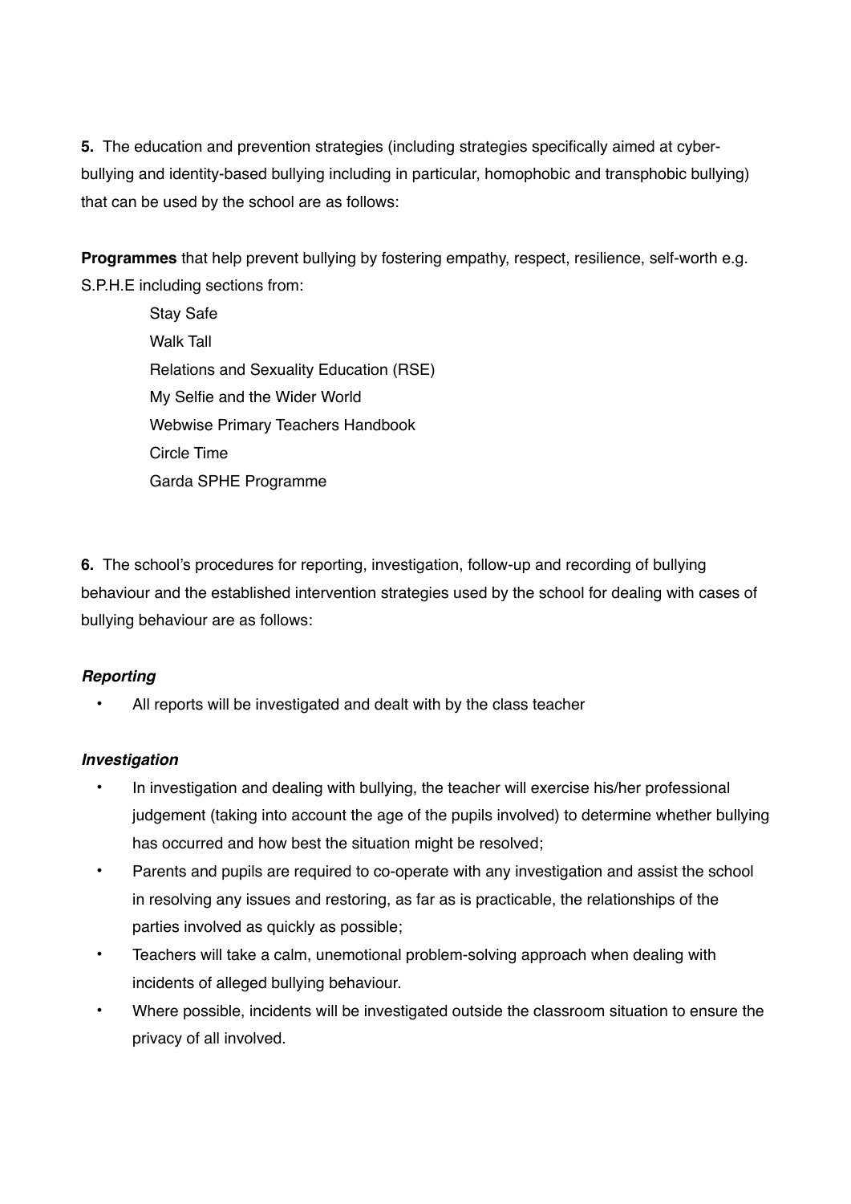**5.** The education and prevention strategies (including strategies specifically aimed at cyber-bullying and identity-based bullying including in particular, homophobic and transphobic bullying) that can be used by the school are as follows:

**Programmes** that help prevent bullying by fostering empathy, respect, resilience, self-worth e.g. S.P.H.E including sections from:

- Stay Safe
- Walk Tall
- Relations and Sexuality Education (RSE)
- My Selfie and the Wider World
- Webwise Primary Teachers Handbook
- Circle Time
- Garda SPHE Programme

**6.** The school's procedures for reporting, investigation, follow-up and recording of bullying behaviour and the established intervention strategies used by the school for dealing with cases of bullying behaviour are as follows:

***Reporting***

- All reports will be investigated and dealt with by the class teacher

***Investigation***

- In investigation and dealing with bullying, the teacher will exercise his/her professional judgement (taking into account the age of the pupils involved) to determine whether bullying has occurred and how best the situation might be resolved;
- Parents and pupils are required to co-operate with any investigation and assist the school in resolving any issues and restoring, as far as is practicable, the relationships of the parties involved as quickly as possible;
- Teachers will take a calm, unemotional problem-solving approach when dealing with incidents of alleged bullying behaviour.
- Where possible, incidents will be investigated outside the classroom situation to ensure the privacy of all involved.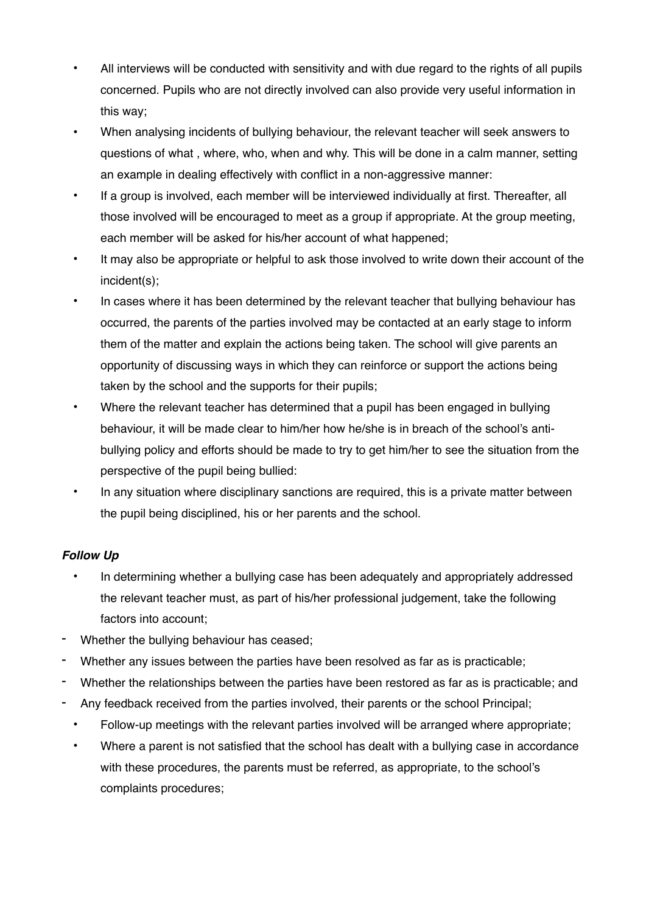- All interviews will be conducted with sensitivity and with due regard to the rights of all pupils concerned. Pupils who are not directly involved can also provide very useful information in this way;
- When analysing incidents of bullying behaviour, the relevant teacher will seek answers to questions of what , where, who, when and why. This will be done in a calm manner, setting an example in dealing effectively with conflict in a non-aggressive manner:
- If a group is involved, each member will be interviewed individually at first. Thereafter, all those involved will be encouraged to meet as a group if appropriate. At the group meeting, each member will be asked for his/her account of what happened;
- It may also be appropriate or helpful to ask those involved to write down their account of the incident(s);
- In cases where it has been determined by the relevant teacher that bullying behaviour has occurred, the parents of the parties involved may be contacted at an early stage to inform them of the matter and explain the actions being taken. The school will give parents an opportunity of discussing ways in which they can reinforce or support the actions being taken by the school and the supports for their pupils;
- Where the relevant teacher has determined that a pupil has been engaged in bullying behaviour, it will be made clear to him/her how he/she is in breach of the school's anti-bullying policy and efforts should be made to try to get him/her to see the situation from the perspective of the pupil being bullied:
- In any situation where disciplinary sanctions are required, this is a private matter between the pupil being disciplined, his or her parents and the school.

***Follow Up***

- In determining whether a bullying case has been adequately and appropriately addressed the relevant teacher must, as part of his/her professional judgement, take the following factors into account;

- Whether the bullying behaviour has ceased;
- Whether any issues between the parties have been resolved as far as is practicable;
- Whether the relationships between the parties have been restored as far as is practicable; and
- Any feedback received from the parties involved, their parents or the school Principal;

- Follow-up meetings with the relevant parties involved will be arranged where appropriate;
- Where a parent is not satisfied that the school has dealt with a bullying case in accordance with these procedures, the parents must be referred, as appropriate, to the school's complaints procedures;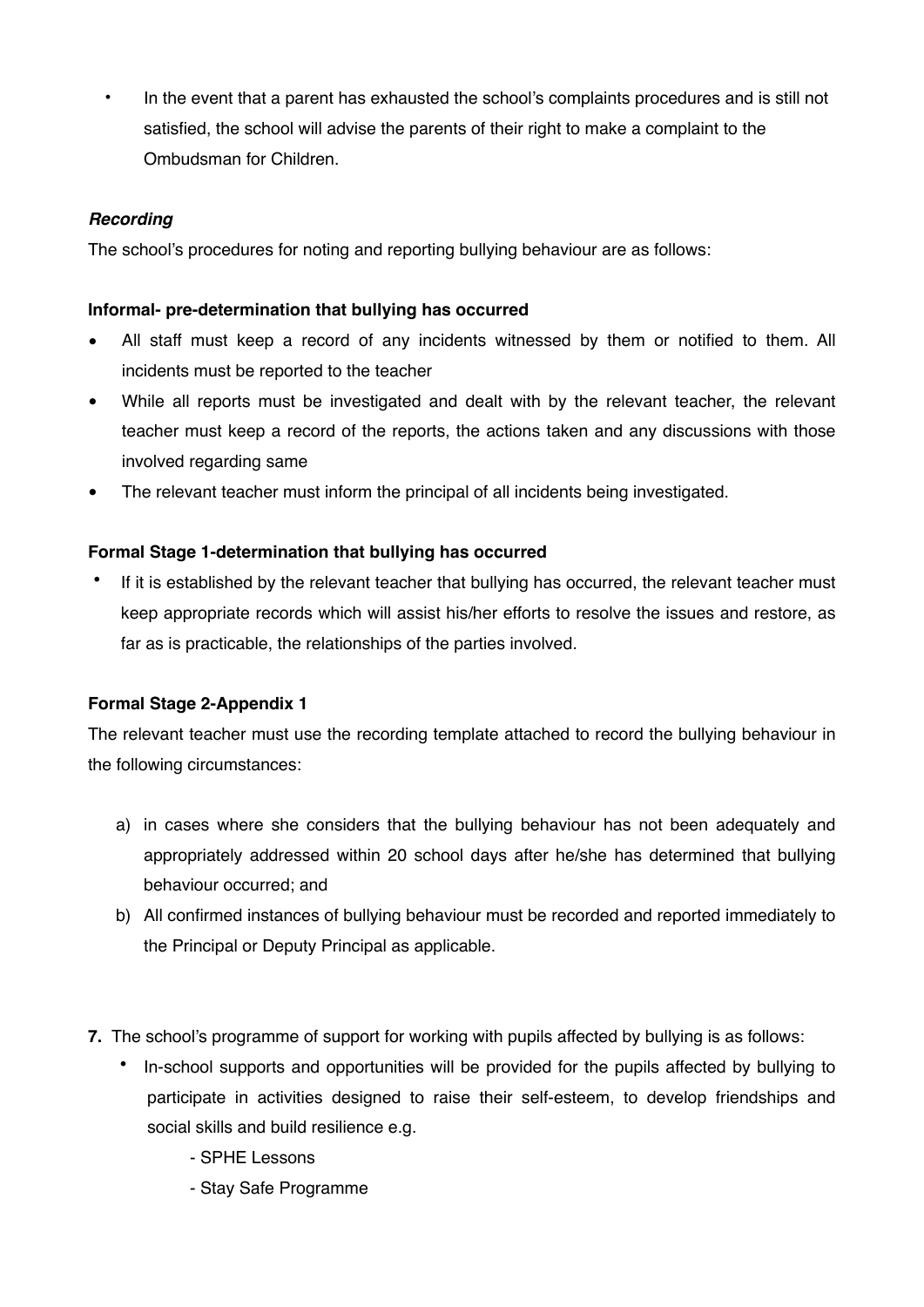- In the event that a parent has exhausted the school's complaints procedures and is still not satisfied, the school will advise the parents of their right to make a complaint to the Ombudsman for Children.

***Recording***

The school's procedures for noting and reporting bullying behaviour are as follows:

**Informal- pre-determination that bullying has occurred**

- All staff must keep a record of any incidents witnessed by them or notified to them. All incidents must be reported to the teacher
- While all reports must be investigated and dealt with by the relevant teacher, the relevant teacher must keep a record of the reports, the actions taken and any discussions with those involved regarding same
- The relevant teacher must inform the principal of all incidents being investigated.

**Formal Stage 1-determination that bullying has occurred**

- If it is established by the relevant teacher that bullying has occurred, the relevant teacher must keep appropriate records which will assist his/her efforts to resolve the issues and restore, as far as is practicable, the relationships of the parties involved.

**Formal Stage 2-Appendix 1**

The relevant teacher must use the recording template attached to record the bullying behaviour in the following circumstances:

a) in cases where she considers that the bullying behaviour has not been adequately and appropriately addressed within 20 school days after he/she has determined that bullying behaviour occurred; and
b) All confirmed instances of bullying behaviour must be recorded and reported immediately to the Principal or Deputy Principal as applicable.

**7.** The school's programme of support for working with pupils affected by bullying is as follows:

- In-school supports and opportunities will be provided for the pupils affected by bullying to participate in activities designed to raise their self-esteem, to develop friendships and social skills and build resilience e.g.
  - SPHE Lessons
  - Stay Safe Programme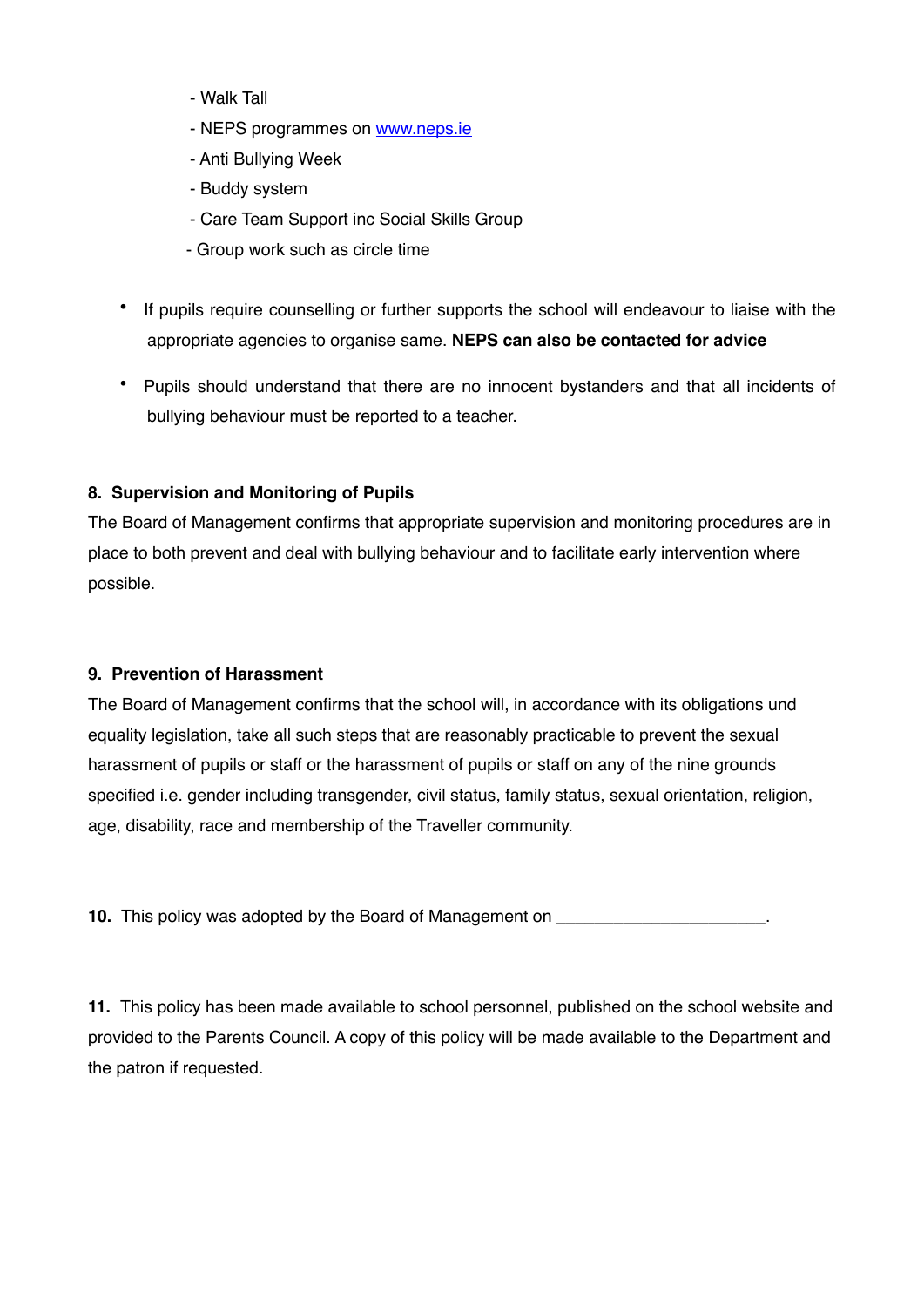- Walk Tall
- NEPS programmes on [www.neps.ie](http://www.neps.ie)
- Anti Bullying Week
- Buddy system
- Care Team Support inc Social Skills Group
- Group work such as circle time

- If pupils require counselling or further supports the school will endeavour to liaise with the appropriate agencies to organise same. **NEPS can also be contacted for advice**
- Pupils should understand that there are no innocent bystanders and that all incidents of bullying behaviour must be reported to a teacher.

**8. Supervision and Monitoring of Pupils**

The Board of Management confirms that appropriate supervision and monitoring procedures are in place to both prevent and deal with bullying behaviour and to facilitate early intervention where possible.

**9. Prevention of Harassment**

The Board of Management confirms that the school will, in accordance with its obligations und equality legislation, take all such steps that are reasonably practicable to prevent the sexual harassment of pupils or staff or the harassment of pupils or staff on any of the nine grounds specified i.e. gender including transgender, civil status, family status, sexual orientation, religion, age, disability, race and membership of the Traveller community.

**10.** This policy was adopted by the Board of Management on ______________________.

**11.** This policy has been made available to school personnel, published on the school website and provided to the Parents Council. A copy of this policy will be made available to the Department and the patron if requested.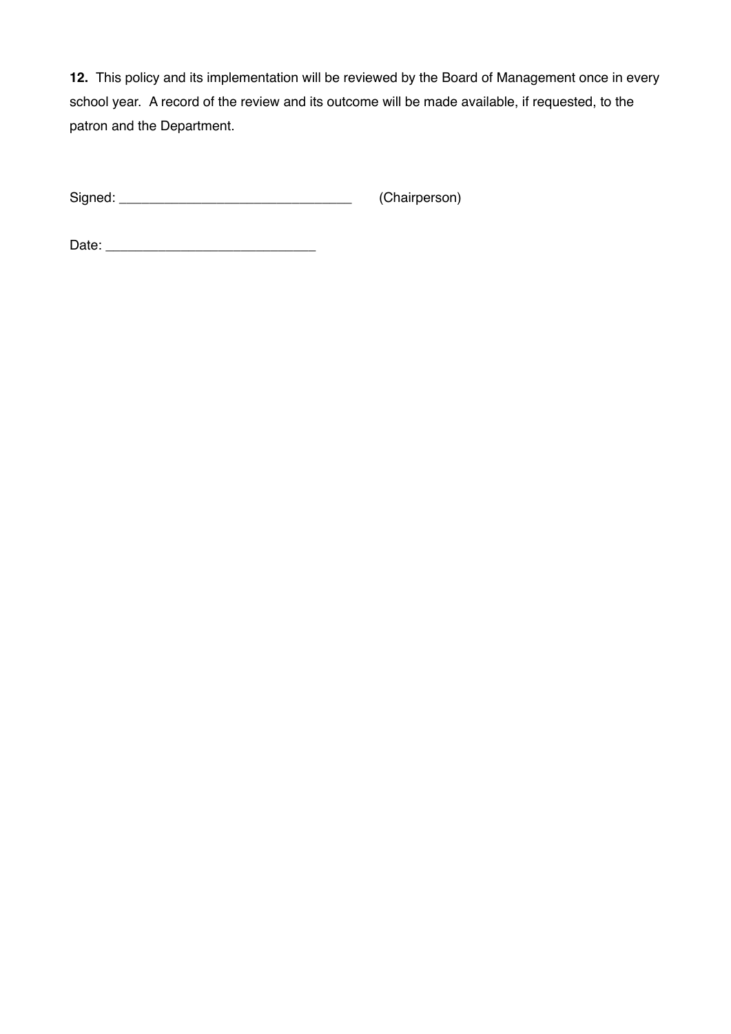**12.** This policy and its implementation will be reviewed by the Board of Management once in every school year. A record of the review and its outcome will be made available, if requested, to the patron and the Department.

Signed: ________________________________ (Chairperson)

Date: ____________________________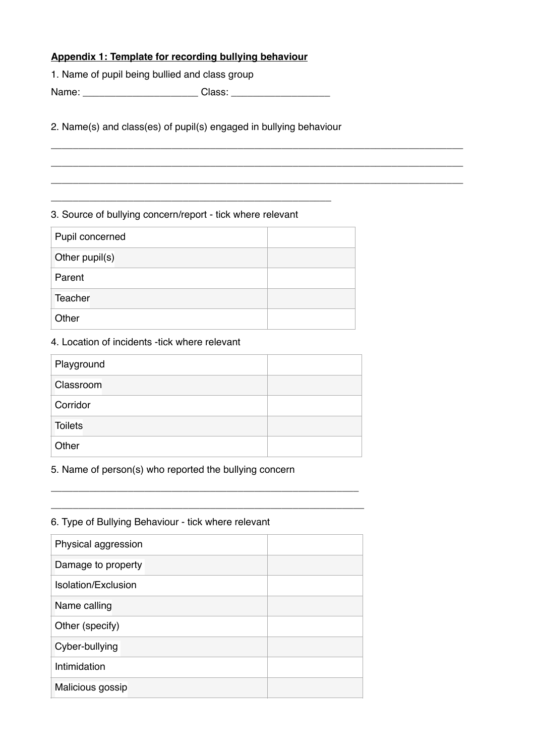**<u>Appendix 1: Template for recording bullying behaviour</u>**

1. Name of pupil being bullied and class group

Name: _____________________ Class: __________________

2. Name(s) and class(es) of pupil(s) engaged in bullying behaviour

___________________________________________________________________________

___________________________________________________________________________

___________________________________________________________________________

___________________________________________________

3. Source of bullying concern/report - tick where relevant

| | |
|---|---|
| Pupil concerned | |
| Other pupil(s) | |
| Parent | |
| Teacher | |
| Other | |

4. Location of incidents -tick where relevant

| | |
|---|---|
| Playground | |
| Classroom | |
| Corridor | |
| Toilets | |
| Other | |

5. Name of person(s) who reported the bullying concern

________________________________________________________

_________________________________________________________

6. Type of Bullying Behaviour - tick where relevant

| | |
|---|---|
| Physical aggression | |
| Damage to property | |
| Isolation/Exclusion | |
| Name calling | |
| Other (specify) | |
| Cyber-bullying | |
| Intimidation | |
| Malicious gossip | |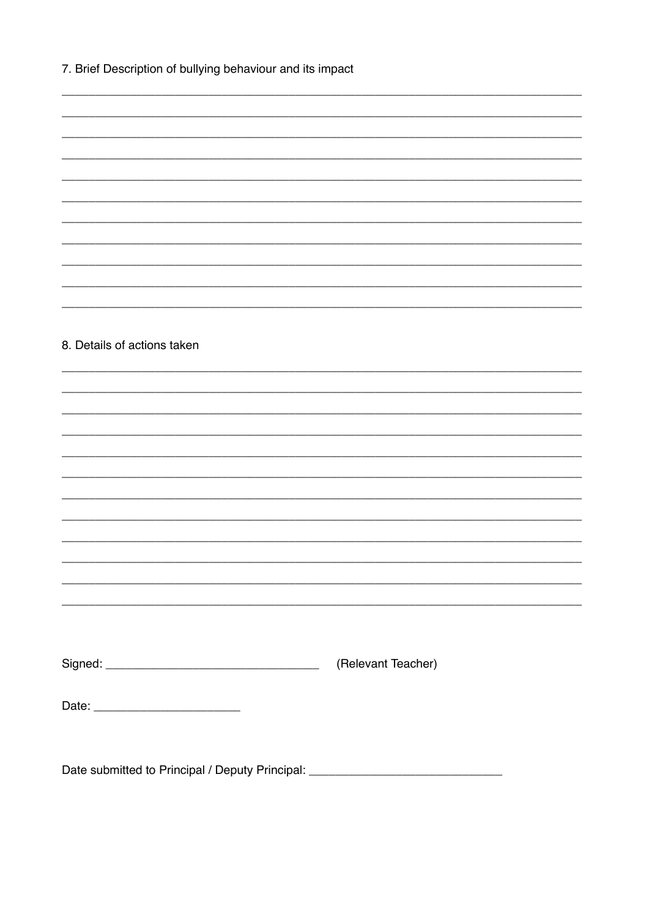7. Brief Description of bullying behaviour and its impact

_______________________________________________________________________________

_______________________________________________________________________________

_______________________________________________________________________________

_______________________________________________________________________________

_______________________________________________________________________________

_______________________________________________________________________________

_______________________________________________________________________________

_______________________________________________________________________________

_______________________________________________________________________________

_______________________________________________________________________________

_______________________________________________________________________________

8. Details of actions taken

_______________________________________________________________________________

_______________________________________________________________________________

_______________________________________________________________________________

_______________________________________________________________________________

_______________________________________________________________________________

_______________________________________________________________________________

_______________________________________________________________________________

_______________________________________________________________________________

_______________________________________________________________________________

_______________________________________________________________________________

_______________________________________________________________________________

_______________________________________________________________________________

Signed: ________________________________ (Relevant Teacher)

Date: ____________________

Date submitted to Principal / Deputy Principal: ___________________________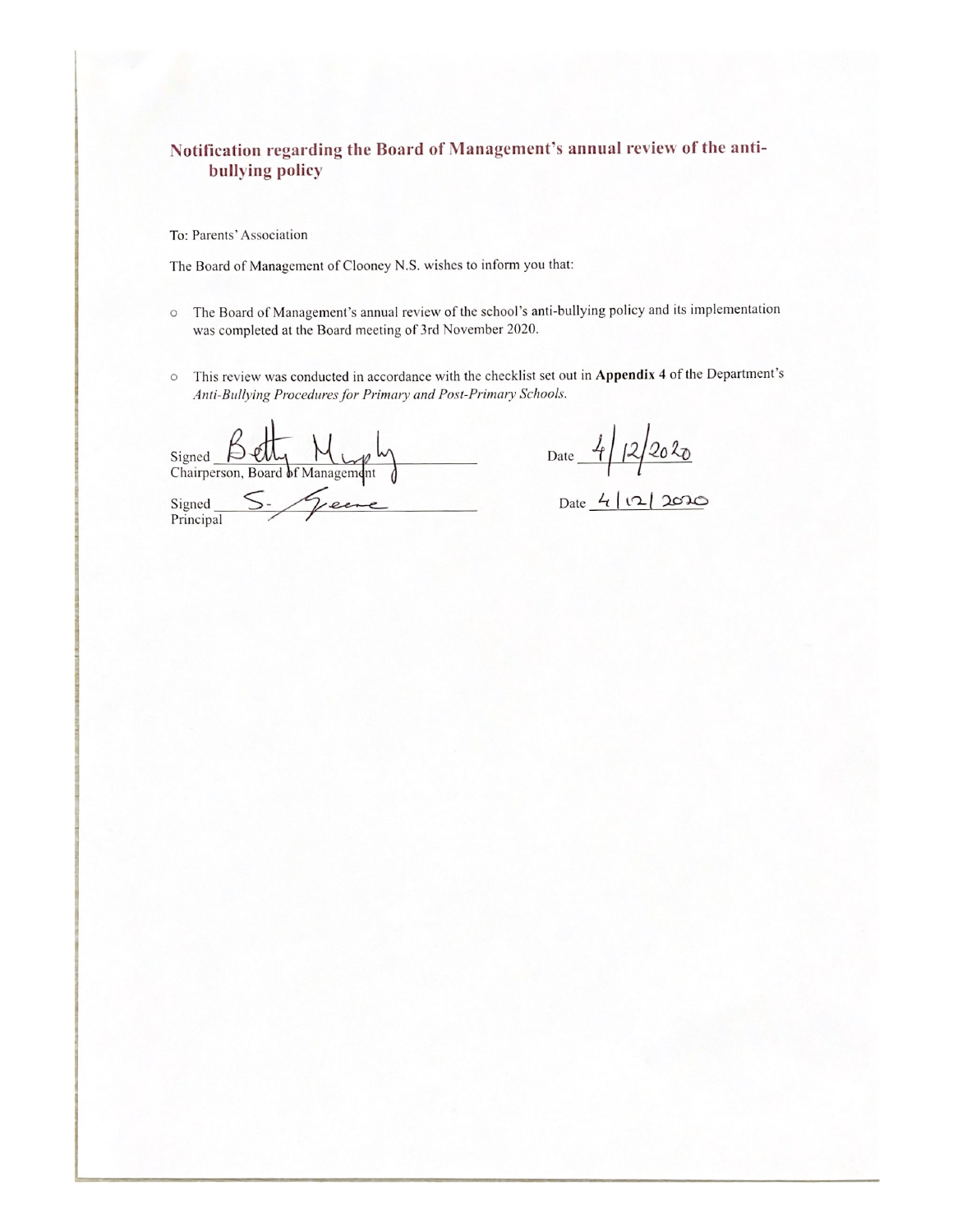## Notification regarding the Board of Management's annual review of the anti-bullying policy

To: Parents' Association

The Board of Management of Clooney N.S. wishes to inform you that:

- The Board of Management's annual review of the school's anti-bullying policy and its implementation was completed at the Board meeting of 3rd November 2020.

- This review was conducted in accordance with the checklist set out in **Appendix** 4 of the Department's *Anti-Bullying Procedures for Primary and Post-Primary Schools.*

Signed Betty Murphy
Chairperson, Board of Management

Date 4/12/2020

Signed S. Greene
Principal

Date 4/12/2020